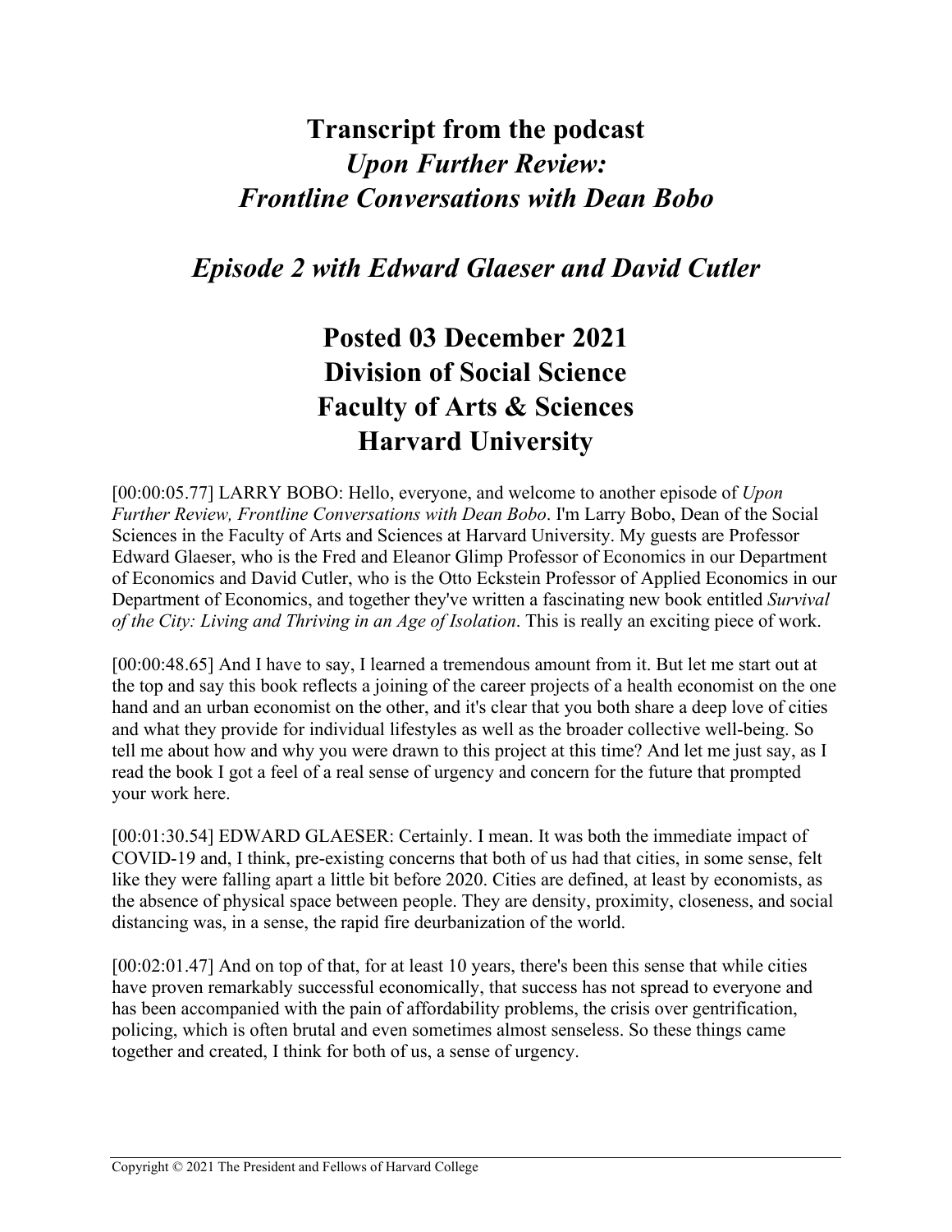# Transcript from the podcast
# *Upon Further Review: Frontline Conversations with Dean Bobo*

## *Episode 2 with Edward Glaeser and David Cutler*

# Posted 03 December 2021
# Division of Social Science
# Faculty of Arts & Sciences
# Harvard University

[00:00:05.77] LARRY BOBO: Hello, everyone, and welcome to another episode of *Upon Further Review, Frontline Conversations with Dean Bobo*. I'm Larry Bobo, Dean of the Social Sciences in the Faculty of Arts and Sciences at Harvard University. My guests are Professor Edward Glaeser, who is the Fred and Eleanor Glimp Professor of Economics in our Department of Economics and David Cutler, who is the Otto Eckstein Professor of Applied Economics in our Department of Economics, and together they've written a fascinating new book entitled *Survival of the City: Living and Thriving in an Age of Isolation*. This is really an exciting piece of work.

[00:00:48.65] And I have to say, I learned a tremendous amount from it. But let me start out at the top and say this book reflects a joining of the career projects of a health economist on the one hand and an urban economist on the other, and it's clear that you both share a deep love of cities and what they provide for individual lifestyles as well as the broader collective well-being. So tell me about how and why you were drawn to this project at this time? And let me just say, as I read the book I got a feel of a real sense of urgency and concern for the future that prompted your work here.

[00:01:30.54] EDWARD GLAESER: Certainly. I mean. It was both the immediate impact of COVID-19 and, I think, pre-existing concerns that both of us had that cities, in some sense, felt like they were falling apart a little bit before 2020. Cities are defined, at least by economists, as the absence of physical space between people. They are density, proximity, closeness, and social distancing was, in a sense, the rapid fire deurbanization of the world.

[00:02:01.47] And on top of that, for at least 10 years, there's been this sense that while cities have proven remarkably successful economically, that success has not spread to everyone and has been accompanied with the pain of affordability problems, the crisis over gentrification, policing, which is often brutal and even sometimes almost senseless. So these things came together and created, I think for both of us, a sense of urgency.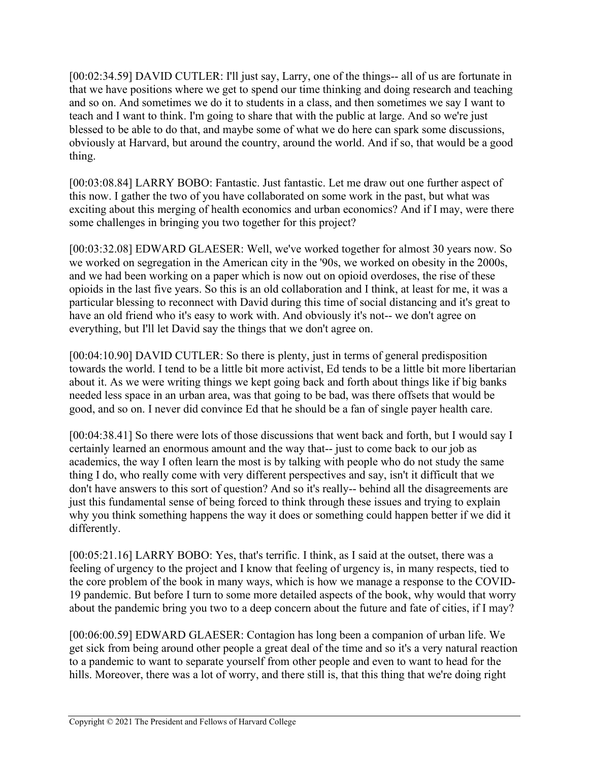[00:02:34.59] DAVID CUTLER: I'll just say, Larry, one of the things-- all of us are fortunate in that we have positions where we get to spend our time thinking and doing research and teaching and so on. And sometimes we do it to students in a class, and then sometimes we say I want to teach and I want to think. I'm going to share that with the public at large. And so we're just blessed to be able to do that, and maybe some of what we do here can spark some discussions, obviously at Harvard, but around the country, around the world. And if so, that would be a good thing.

[00:03:08.84] LARRY BOBO: Fantastic. Just fantastic. Let me draw out one further aspect of this now. I gather the two of you have collaborated on some work in the past, but what was exciting about this merging of health economics and urban economics? And if I may, were there some challenges in bringing you two together for this project?

[00:03:32.08] EDWARD GLAESER: Well, we've worked together for almost 30 years now. So we worked on segregation in the American city in the '90s, we worked on obesity in the 2000s, and we had been working on a paper which is now out on opioid overdoses, the rise of these opioids in the last five years. So this is an old collaboration and I think, at least for me, it was a particular blessing to reconnect with David during this time of social distancing and it's great to have an old friend who it's easy to work with. And obviously it's not-- we don't agree on everything, but I'll let David say the things that we don't agree on.

[00:04:10.90] DAVID CUTLER: So there is plenty, just in terms of general predisposition towards the world. I tend to be a little bit more activist, Ed tends to be a little bit more libertarian about it. As we were writing things we kept going back and forth about things like if big banks needed less space in an urban area, was that going to be bad, was there offsets that would be good, and so on. I never did convince Ed that he should be a fan of single payer health care.

[00:04:38.41] So there were lots of those discussions that went back and forth, but I would say I certainly learned an enormous amount and the way that-- just to come back to our job as academics, the way I often learn the most is by talking with people who do not study the same thing I do, who really come with very different perspectives and say, isn't it difficult that we don't have answers to this sort of question? And so it's really-- behind all the disagreements are just this fundamental sense of being forced to think through these issues and trying to explain why you think something happens the way it does or something could happen better if we did it differently.

[00:05:21.16] LARRY BOBO: Yes, that's terrific. I think, as I said at the outset, there was a feeling of urgency to the project and I know that feeling of urgency is, in many respects, tied to the core problem of the book in many ways, which is how we manage a response to the COVID-19 pandemic. But before I turn to some more detailed aspects of the book, why would that worry about the pandemic bring you two to a deep concern about the future and fate of cities, if I may?

[00:06:00.59] EDWARD GLAESER: Contagion has long been a companion of urban life. We get sick from being around other people a great deal of the time and so it's a very natural reaction to a pandemic to want to separate yourself from other people and even to want to head for the hills. Moreover, there was a lot of worry, and there still is, that this thing that we're doing right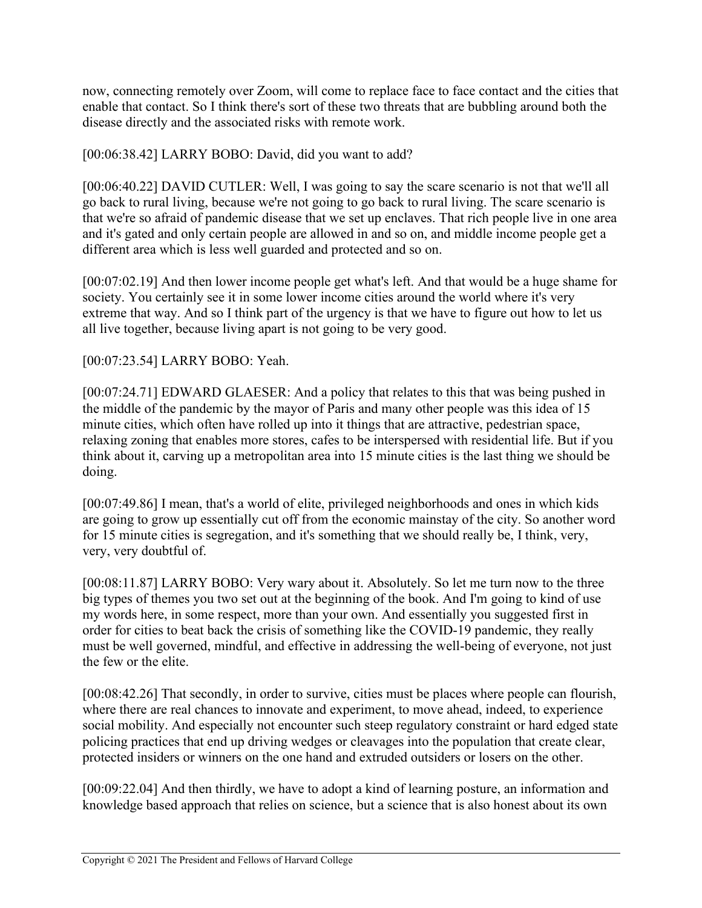now, connecting remotely over Zoom, will come to replace face to face contact and the cities that enable that contact. So I think there's sort of these two threats that are bubbling around both the disease directly and the associated risks with remote work.

[00:06:38.42] LARRY BOBO: David, did you want to add?

[00:06:40.22] DAVID CUTLER: Well, I was going to say the scare scenario is not that we'll all go back to rural living, because we're not going to go back to rural living. The scare scenario is that we're so afraid of pandemic disease that we set up enclaves. That rich people live in one area and it's gated and only certain people are allowed in and so on, and middle income people get a different area which is less well guarded and protected and so on.

[00:07:02.19] And then lower income people get what's left. And that would be a huge shame for society. You certainly see it in some lower income cities around the world where it's very extreme that way. And so I think part of the urgency is that we have to figure out how to let us all live together, because living apart is not going to be very good.

[00:07:23.54] LARRY BOBO: Yeah.

[00:07:24.71] EDWARD GLAESER: And a policy that relates to this that was being pushed in the middle of the pandemic by the mayor of Paris and many other people was this idea of 15 minute cities, which often have rolled up into it things that are attractive, pedestrian space, relaxing zoning that enables more stores, cafes to be interspersed with residential life. But if you think about it, carving up a metropolitan area into 15 minute cities is the last thing we should be doing.

[00:07:49.86] I mean, that's a world of elite, privileged neighborhoods and ones in which kids are going to grow up essentially cut off from the economic mainstay of the city. So another word for 15 minute cities is segregation, and it's something that we should really be, I think, very, very, very doubtful of.

[00:08:11.87] LARRY BOBO: Very wary about it. Absolutely. So let me turn now to the three big types of themes you two set out at the beginning of the book. And I'm going to kind of use my words here, in some respect, more than your own. And essentially you suggested first in order for cities to beat back the crisis of something like the COVID-19 pandemic, they really must be well governed, mindful, and effective in addressing the well-being of everyone, not just the few or the elite.

[00:08:42.26] That secondly, in order to survive, cities must be places where people can flourish, where there are real chances to innovate and experiment, to move ahead, indeed, to experience social mobility. And especially not encounter such steep regulatory constraint or hard edged state policing practices that end up driving wedges or cleavages into the population that create clear, protected insiders or winners on the one hand and extruded outsiders or losers on the other.

[00:09:22.04] And then thirdly, we have to adopt a kind of learning posture, an information and knowledge based approach that relies on science, but a science that is also honest about its own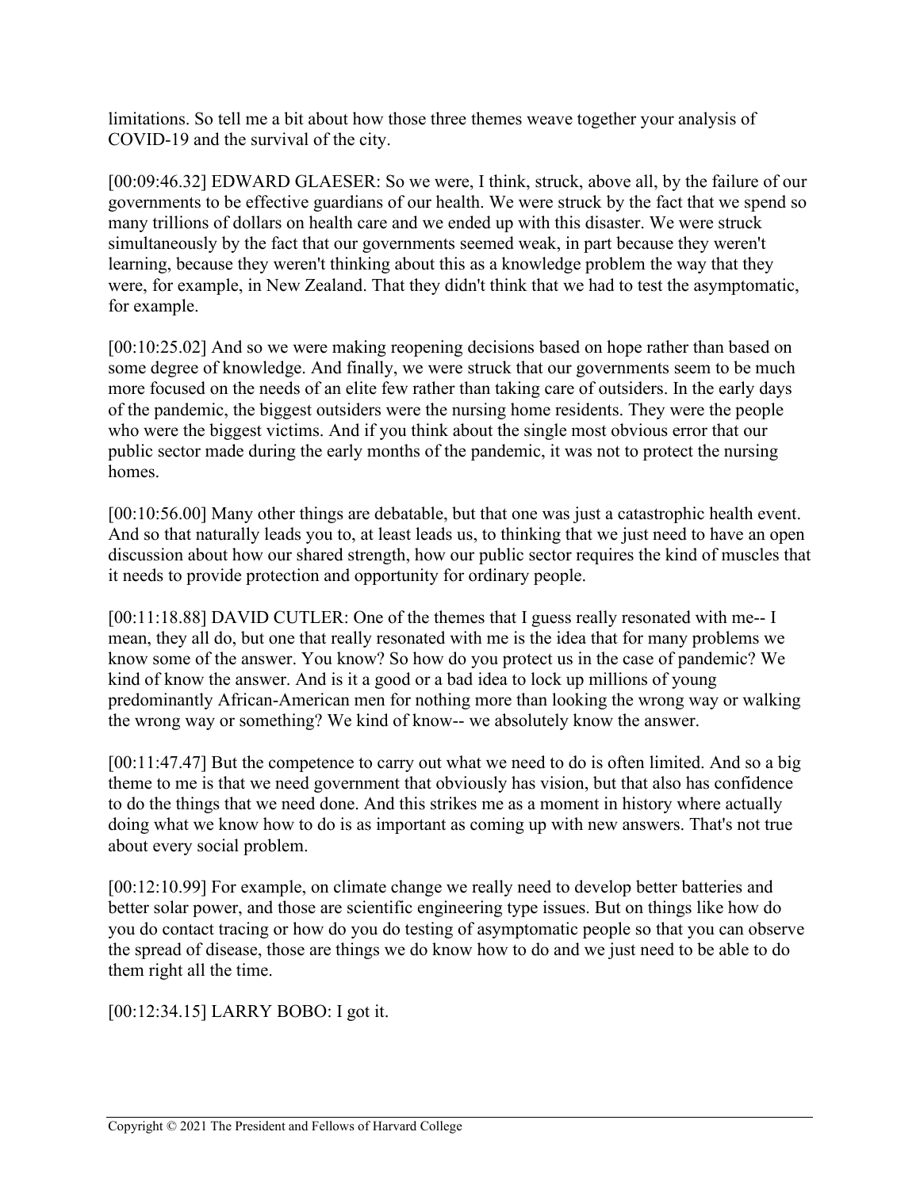limitations. So tell me a bit about how those three themes weave together your analysis of COVID-19 and the survival of the city.

[00:09:46.32] EDWARD GLAESER: So we were, I think, struck, above all, by the failure of our governments to be effective guardians of our health. We were struck by the fact that we spend so many trillions of dollars on health care and we ended up with this disaster. We were struck simultaneously by the fact that our governments seemed weak, in part because they weren't learning, because they weren't thinking about this as a knowledge problem the way that they were, for example, in New Zealand. That they didn't think that we had to test the asymptomatic, for example.

[00:10:25.02] And so we were making reopening decisions based on hope rather than based on some degree of knowledge. And finally, we were struck that our governments seem to be much more focused on the needs of an elite few rather than taking care of outsiders. In the early days of the pandemic, the biggest outsiders were the nursing home residents. They were the people who were the biggest victims. And if you think about the single most obvious error that our public sector made during the early months of the pandemic, it was not to protect the nursing homes.

[00:10:56.00] Many other things are debatable, but that one was just a catastrophic health event. And so that naturally leads you to, at least leads us, to thinking that we just need to have an open discussion about how our shared strength, how our public sector requires the kind of muscles that it needs to provide protection and opportunity for ordinary people.

[00:11:18.88] DAVID CUTLER: One of the themes that I guess really resonated with me-- I mean, they all do, but one that really resonated with me is the idea that for many problems we know some of the answer. You know? So how do you protect us in the case of pandemic? We kind of know the answer. And is it a good or a bad idea to lock up millions of young predominantly African-American men for nothing more than looking the wrong way or walking the wrong way or something? We kind of know-- we absolutely know the answer.

[00:11:47.47] But the competence to carry out what we need to do is often limited. And so a big theme to me is that we need government that obviously has vision, but that also has confidence to do the things that we need done. And this strikes me as a moment in history where actually doing what we know how to do is as important as coming up with new answers. That's not true about every social problem.

[00:12:10.99] For example, on climate change we really need to develop better batteries and better solar power, and those are scientific engineering type issues. But on things like how do you do contact tracing or how do you do testing of asymptomatic people so that you can observe the spread of disease, those are things we do know how to do and we just need to be able to do them right all the time.

[00:12:34.15] LARRY BOBO: I got it.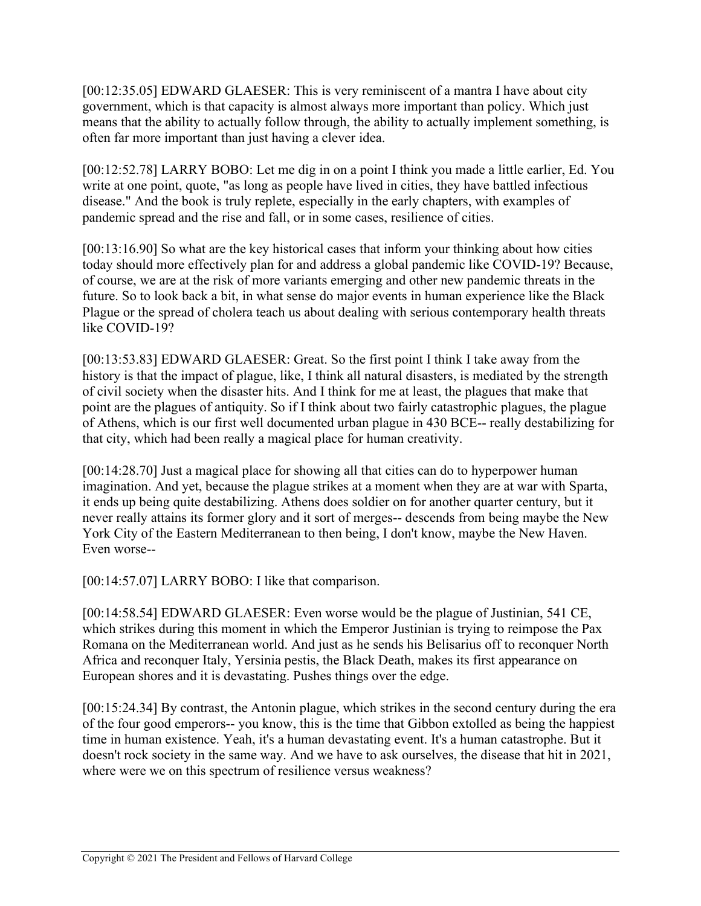[00:12:35.05] EDWARD GLAESER: This is very reminiscent of a mantra I have about city government, which is that capacity is almost always more important than policy. Which just means that the ability to actually follow through, the ability to actually implement something, is often far more important than just having a clever idea.

[00:12:52.78] LARRY BOBO: Let me dig in on a point I think you made a little earlier, Ed. You write at one point, quote, "as long as people have lived in cities, they have battled infectious disease." And the book is truly replete, especially in the early chapters, with examples of pandemic spread and the rise and fall, or in some cases, resilience of cities.

[00:13:16.90] So what are the key historical cases that inform your thinking about how cities today should more effectively plan for and address a global pandemic like COVID-19? Because, of course, we are at the risk of more variants emerging and other new pandemic threats in the future. So to look back a bit, in what sense do major events in human experience like the Black Plague or the spread of cholera teach us about dealing with serious contemporary health threats like COVID-19?

[00:13:53.83] EDWARD GLAESER: Great. So the first point I think I take away from the history is that the impact of plague, like, I think all natural disasters, is mediated by the strength of civil society when the disaster hits. And I think for me at least, the plagues that make that point are the plagues of antiquity. So if I think about two fairly catastrophic plagues, the plague of Athens, which is our first well documented urban plague in 430 BCE-- really destabilizing for that city, which had been really a magical place for human creativity.

[00:14:28.70] Just a magical place for showing all that cities can do to hyperpower human imagination. And yet, because the plague strikes at a moment when they are at war with Sparta, it ends up being quite destabilizing. Athens does soldier on for another quarter century, but it never really attains its former glory and it sort of merges-- descends from being maybe the New York City of the Eastern Mediterranean to then being, I don't know, maybe the New Haven. Even worse--

[00:14:57.07] LARRY BOBO: I like that comparison.

[00:14:58.54] EDWARD GLAESER: Even worse would be the plague of Justinian, 541 CE, which strikes during this moment in which the Emperor Justinian is trying to reimpose the Pax Romana on the Mediterranean world. And just as he sends his Belisarius off to reconquer North Africa and reconquer Italy, Yersinia pestis, the Black Death, makes its first appearance on European shores and it is devastating. Pushes things over the edge.

[00:15:24.34] By contrast, the Antonin plague, which strikes in the second century during the era of the four good emperors-- you know, this is the time that Gibbon extolled as being the happiest time in human existence. Yeah, it's a human devastating event. It's a human catastrophe. But it doesn't rock society in the same way. And we have to ask ourselves, the disease that hit in 2021, where were we on this spectrum of resilience versus weakness?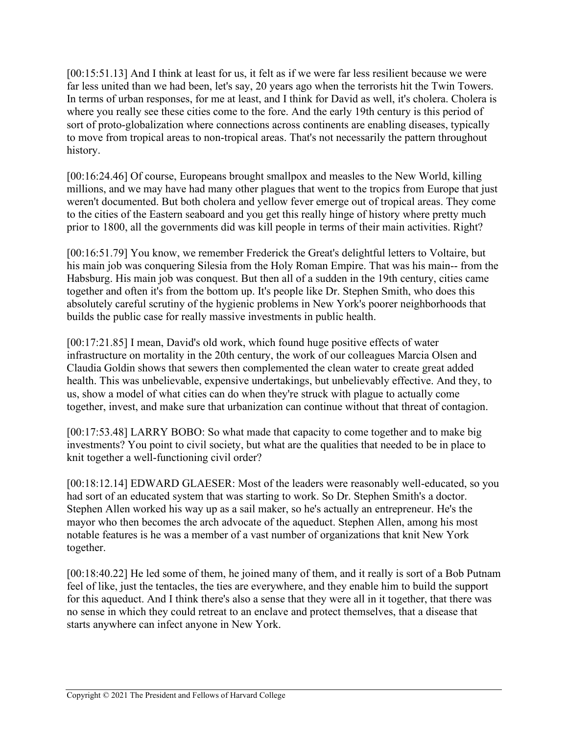[00:15:51.13] And I think at least for us, it felt as if we were far less resilient because we were far less united than we had been, let's say, 20 years ago when the terrorists hit the Twin Towers. In terms of urban responses, for me at least, and I think for David as well, it's cholera. Cholera is where you really see these cities come to the fore. And the early 19th century is this period of sort of proto-globalization where connections across continents are enabling diseases, typically to move from tropical areas to non-tropical areas. That's not necessarily the pattern throughout history.

[00:16:24.46] Of course, Europeans brought smallpox and measles to the New World, killing millions, and we may have had many other plagues that went to the tropics from Europe that just weren't documented. But both cholera and yellow fever emerge out of tropical areas. They come to the cities of the Eastern seaboard and you get this really hinge of history where pretty much prior to 1800, all the governments did was kill people in terms of their main activities. Right?

[00:16:51.79] You know, we remember Frederick the Great's delightful letters to Voltaire, but his main job was conquering Silesia from the Holy Roman Empire. That was his main-- from the Habsburg. His main job was conquest. But then all of a sudden in the 19th century, cities came together and often it's from the bottom up. It's people like Dr. Stephen Smith, who does this absolutely careful scrutiny of the hygienic problems in New York's poorer neighborhoods that builds the public case for really massive investments in public health.

[00:17:21.85] I mean, David's old work, which found huge positive effects of water infrastructure on mortality in the 20th century, the work of our colleagues Marcia Olsen and Claudia Goldin shows that sewers then complemented the clean water to create great added health. This was unbelievable, expensive undertakings, but unbelievably effective. And they, to us, show a model of what cities can do when they're struck with plague to actually come together, invest, and make sure that urbanization can continue without that threat of contagion.

[00:17:53.48] LARRY BOBO: So what made that capacity to come together and to make big investments? You point to civil society, but what are the qualities that needed to be in place to knit together a well-functioning civil order?

[00:18:12.14] EDWARD GLAESER: Most of the leaders were reasonably well-educated, so you had sort of an educated system that was starting to work. So Dr. Stephen Smith's a doctor. Stephen Allen worked his way up as a sail maker, so he's actually an entrepreneur. He's the mayor who then becomes the arch advocate of the aqueduct. Stephen Allen, among his most notable features is he was a member of a vast number of organizations that knit New York together.

[00:18:40.22] He led some of them, he joined many of them, and it really is sort of a Bob Putnam feel of like, just the tentacles, the ties are everywhere, and they enable him to build the support for this aqueduct. And I think there's also a sense that they were all in it together, that there was no sense in which they could retreat to an enclave and protect themselves, that a disease that starts anywhere can infect anyone in New York.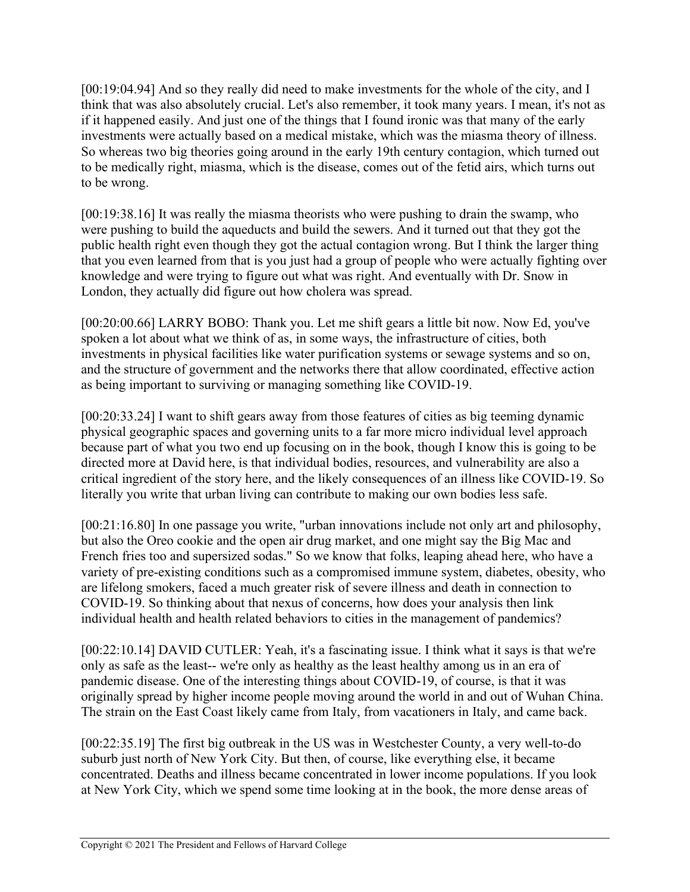[00:19:04.94] And so they really did need to make investments for the whole of the city, and I think that was also absolutely crucial. Let's also remember, it took many years. I mean, it's not as if it happened easily. And just one of the things that I found ironic was that many of the early investments were actually based on a medical mistake, which was the miasma theory of illness. So whereas two big theories going around in the early 19th century contagion, which turned out to be medically right, miasma, which is the disease, comes out of the fetid airs, which turns out to be wrong.

[00:19:38.16] It was really the miasma theorists who were pushing to drain the swamp, who were pushing to build the aqueducts and build the sewers. And it turned out that they got the public health right even though they got the actual contagion wrong. But I think the larger thing that you even learned from that is you just had a group of people who were actually fighting over knowledge and were trying to figure out what was right. And eventually with Dr. Snow in London, they actually did figure out how cholera was spread.

[00:20:00.66] LARRY BOBO: Thank you. Let me shift gears a little bit now. Now Ed, you've spoken a lot about what we think of as, in some ways, the infrastructure of cities, both investments in physical facilities like water purification systems or sewage systems and so on, and the structure of government and the networks there that allow coordinated, effective action as being important to surviving or managing something like COVID-19.

[00:20:33.24] I want to shift gears away from those features of cities as big teeming dynamic physical geographic spaces and governing units to a far more micro individual level approach because part of what you two end up focusing on in the book, though I know this is going to be directed more at David here, is that individual bodies, resources, and vulnerability are also a critical ingredient of the story here, and the likely consequences of an illness like COVID-19. So literally you write that urban living can contribute to making our own bodies less safe.

[00:21:16.80] In one passage you write, "urban innovations include not only art and philosophy, but also the Oreo cookie and the open air drug market, and one might say the Big Mac and French fries too and supersized sodas." So we know that folks, leaping ahead here, who have a variety of pre-existing conditions such as a compromised immune system, diabetes, obesity, who are lifelong smokers, faced a much greater risk of severe illness and death in connection to COVID-19. So thinking about that nexus of concerns, how does your analysis then link individual health and health related behaviors to cities in the management of pandemics?

[00:22:10.14] DAVID CUTLER: Yeah, it's a fascinating issue. I think what it says is that we're only as safe as the least-- we're only as healthy as the least healthy among us in an era of pandemic disease. One of the interesting things about COVID-19, of course, is that it was originally spread by higher income people moving around the world in and out of Wuhan China. The strain on the East Coast likely came from Italy, from vacationers in Italy, and came back.

[00:22:35.19] The first big outbreak in the US was in Westchester County, a very well-to-do suburb just north of New York City. But then, of course, like everything else, it became concentrated. Deaths and illness became concentrated in lower income populations. If you look at New York City, which we spend some time looking at in the book, the more dense areas of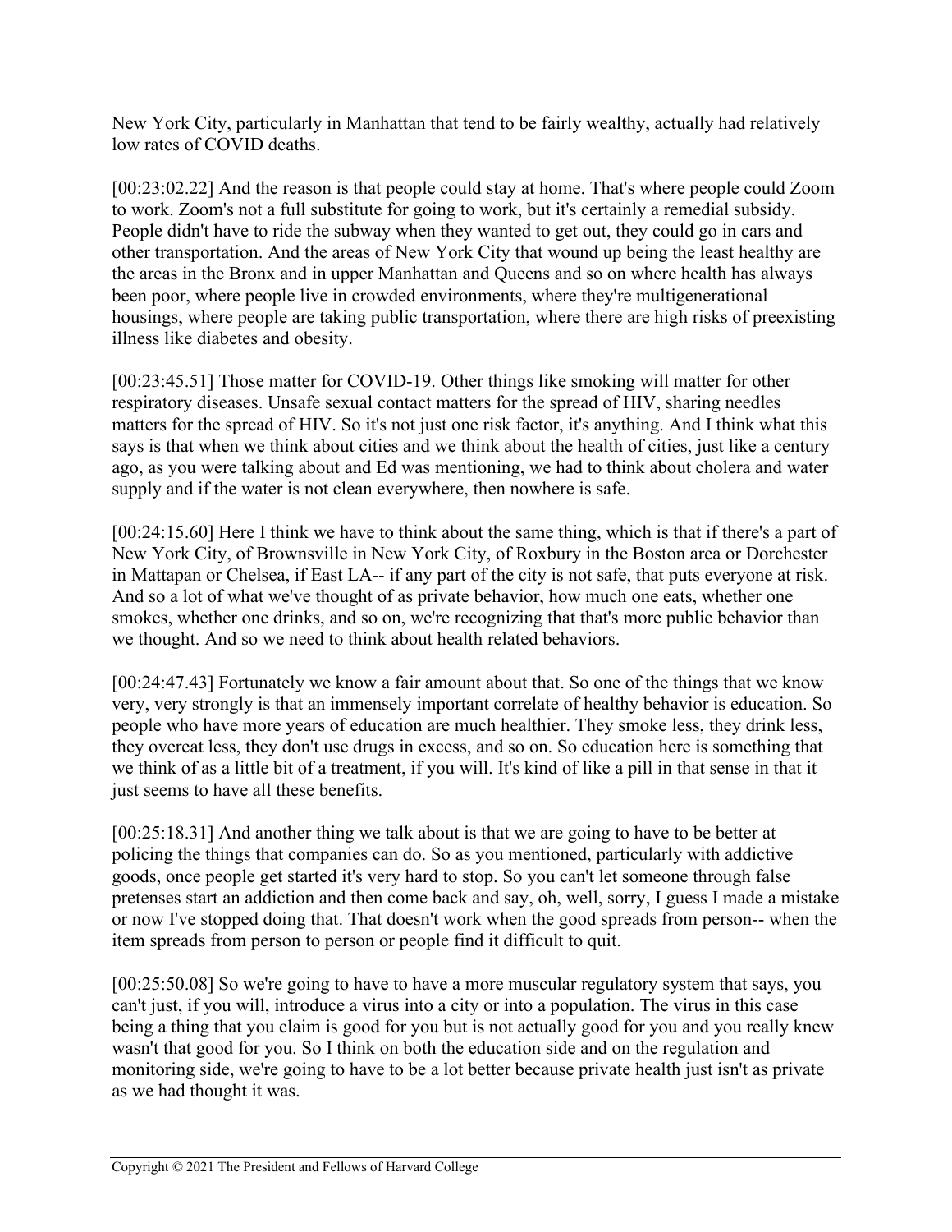New York City, particularly in Manhattan that tend to be fairly wealthy, actually had relatively low rates of COVID deaths.

[00:23:02.22] And the reason is that people could stay at home. That's where people could Zoom to work. Zoom's not a full substitute for going to work, but it's certainly a remedial subsidy. People didn't have to ride the subway when they wanted to get out, they could go in cars and other transportation. And the areas of New York City that wound up being the least healthy are the areas in the Bronx and in upper Manhattan and Queens and so on where health has always been poor, where people live in crowded environments, where they're multigenerational housings, where people are taking public transportation, where there are high risks of preexisting illness like diabetes and obesity.

[00:23:45.51] Those matter for COVID-19. Other things like smoking will matter for other respiratory diseases. Unsafe sexual contact matters for the spread of HIV, sharing needles matters for the spread of HIV. So it's not just one risk factor, it's anything. And I think what this says is that when we think about cities and we think about the health of cities, just like a century ago, as you were talking about and Ed was mentioning, we had to think about cholera and water supply and if the water is not clean everywhere, then nowhere is safe.

[00:24:15.60] Here I think we have to think about the same thing, which is that if there's a part of New York City, of Brownsville in New York City, of Roxbury in the Boston area or Dorchester in Mattapan or Chelsea, if East LA-- if any part of the city is not safe, that puts everyone at risk. And so a lot of what we've thought of as private behavior, how much one eats, whether one smokes, whether one drinks, and so on, we're recognizing that that's more public behavior than we thought. And so we need to think about health related behaviors.

[00:24:47.43] Fortunately we know a fair amount about that. So one of the things that we know very, very strongly is that an immensely important correlate of healthy behavior is education. So people who have more years of education are much healthier. They smoke less, they drink less, they overeat less, they don't use drugs in excess, and so on. So education here is something that we think of as a little bit of a treatment, if you will. It's kind of like a pill in that sense in that it just seems to have all these benefits.

[00:25:18.31] And another thing we talk about is that we are going to have to be better at policing the things that companies can do. So as you mentioned, particularly with addictive goods, once people get started it's very hard to stop. So you can't let someone through false pretenses start an addiction and then come back and say, oh, well, sorry, I guess I made a mistake or now I've stopped doing that. That doesn't work when the good spreads from person-- when the item spreads from person to person or people find it difficult to quit.

[00:25:50.08] So we're going to have to have a more muscular regulatory system that says, you can't just, if you will, introduce a virus into a city or into a population. The virus in this case being a thing that you claim is good for you but is not actually good for you and you really knew wasn't that good for you. So I think on both the education side and on the regulation and monitoring side, we're going to have to be a lot better because private health just isn't as private as we had thought it was.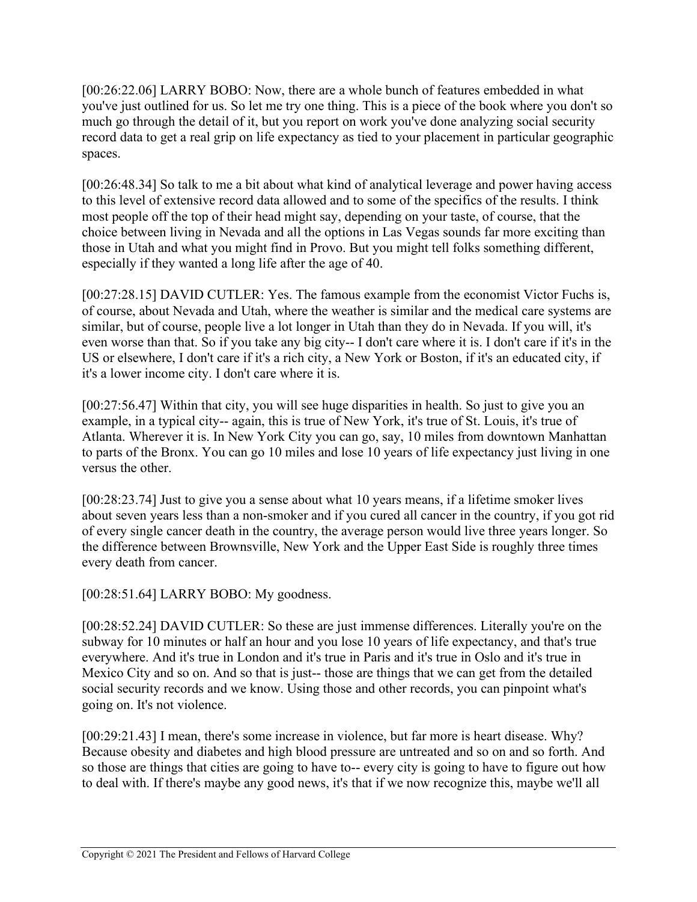[00:26:22.06] LARRY BOBO: Now, there are a whole bunch of features embedded in what you've just outlined for us. So let me try one thing. This is a piece of the book where you don't so much go through the detail of it, but you report on work you've done analyzing social security record data to get a real grip on life expectancy as tied to your placement in particular geographic spaces.

[00:26:48.34] So talk to me a bit about what kind of analytical leverage and power having access to this level of extensive record data allowed and to some of the specifics of the results. I think most people off the top of their head might say, depending on your taste, of course, that the choice between living in Nevada and all the options in Las Vegas sounds far more exciting than those in Utah and what you might find in Provo. But you might tell folks something different, especially if they wanted a long life after the age of 40.

[00:27:28.15] DAVID CUTLER: Yes. The famous example from the economist Victor Fuchs is, of course, about Nevada and Utah, where the weather is similar and the medical care systems are similar, but of course, people live a lot longer in Utah than they do in Nevada. If you will, it's even worse than that. So if you take any big city-- I don't care where it is. I don't care if it's in the US or elsewhere, I don't care if it's a rich city, a New York or Boston, if it's an educated city, if it's a lower income city. I don't care where it is.

[00:27:56.47] Within that city, you will see huge disparities in health. So just to give you an example, in a typical city-- again, this is true of New York, it's true of St. Louis, it's true of Atlanta. Wherever it is. In New York City you can go, say, 10 miles from downtown Manhattan to parts of the Bronx. You can go 10 miles and lose 10 years of life expectancy just living in one versus the other.

[00:28:23.74] Just to give you a sense about what 10 years means, if a lifetime smoker lives about seven years less than a non-smoker and if you cured all cancer in the country, if you got rid of every single cancer death in the country, the average person would live three years longer. So the difference between Brownsville, New York and the Upper East Side is roughly three times every death from cancer.

[00:28:51.64] LARRY BOBO: My goodness.

[00:28:52.24] DAVID CUTLER: So these are just immense differences. Literally you're on the subway for 10 minutes or half an hour and you lose 10 years of life expectancy, and that's true everywhere. And it's true in London and it's true in Paris and it's true in Oslo and it's true in Mexico City and so on. And so that is just-- those are things that we can get from the detailed social security records and we know. Using those and other records, you can pinpoint what's going on. It's not violence.

[00:29:21.43] I mean, there's some increase in violence, but far more is heart disease. Why? Because obesity and diabetes and high blood pressure are untreated and so on and so forth. And so those are things that cities are going to have to-- every city is going to have to figure out how to deal with. If there's maybe any good news, it's that if we now recognize this, maybe we'll all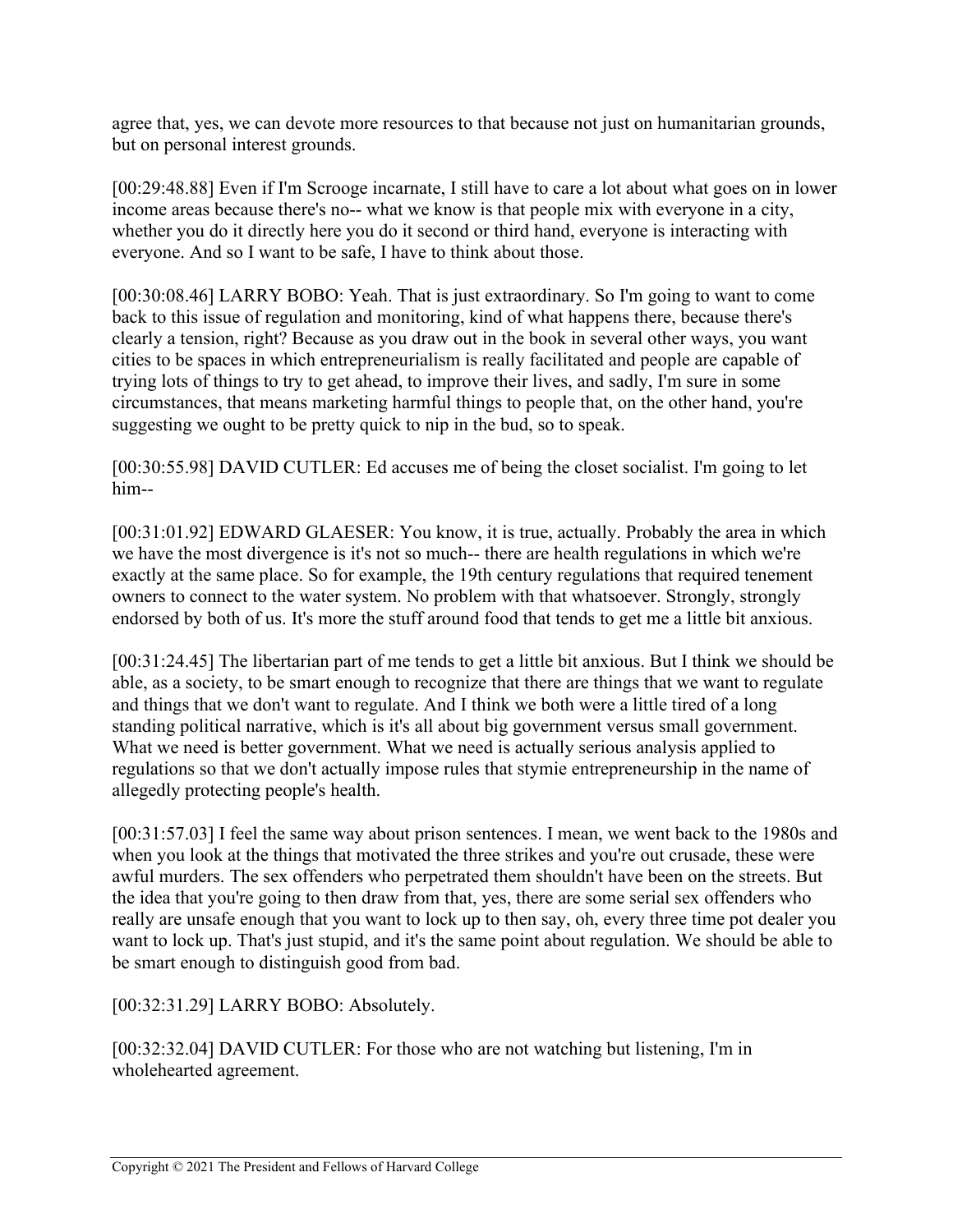agree that, yes, we can devote more resources to that because not just on humanitarian grounds, but on personal interest grounds.

[00:29:48.88] Even if I'm Scrooge incarnate, I still have to care a lot about what goes on in lower income areas because there's no-- what we know is that people mix with everyone in a city, whether you do it directly here you do it second or third hand, everyone is interacting with everyone. And so I want to be safe, I have to think about those.

[00:30:08.46] LARRY BOBO: Yeah. That is just extraordinary. So I'm going to want to come back to this issue of regulation and monitoring, kind of what happens there, because there's clearly a tension, right? Because as you draw out in the book in several other ways, you want cities to be spaces in which entrepreneurialism is really facilitated and people are capable of trying lots of things to try to get ahead, to improve their lives, and sadly, I'm sure in some circumstances, that means marketing harmful things to people that, on the other hand, you're suggesting we ought to be pretty quick to nip in the bud, so to speak.

[00:30:55.98] DAVID CUTLER: Ed accuses me of being the closet socialist. I'm going to let him--

[00:31:01.92] EDWARD GLAESER: You know, it is true, actually. Probably the area in which we have the most divergence is it's not so much-- there are health regulations in which we're exactly at the same place. So for example, the 19th century regulations that required tenement owners to connect to the water system. No problem with that whatsoever. Strongly, strongly endorsed by both of us. It's more the stuff around food that tends to get me a little bit anxious.

[00:31:24.45] The libertarian part of me tends to get a little bit anxious. But I think we should be able, as a society, to be smart enough to recognize that there are things that we want to regulate and things that we don't want to regulate. And I think we both were a little tired of a long standing political narrative, which is it's all about big government versus small government. What we need is better government. What we need is actually serious analysis applied to regulations so that we don't actually impose rules that stymie entrepreneurship in the name of allegedly protecting people's health.

[00:31:57.03] I feel the same way about prison sentences. I mean, we went back to the 1980s and when you look at the things that motivated the three strikes and you're out crusade, these were awful murders. The sex offenders who perpetrated them shouldn't have been on the streets. But the idea that you're going to then draw from that, yes, there are some serial sex offenders who really are unsafe enough that you want to lock up to then say, oh, every three time pot dealer you want to lock up. That's just stupid, and it's the same point about regulation. We should be able to be smart enough to distinguish good from bad.

[00:32:31.29] LARRY BOBO: Absolutely.

[00:32:32.04] DAVID CUTLER: For those who are not watching but listening, I'm in wholehearted agreement.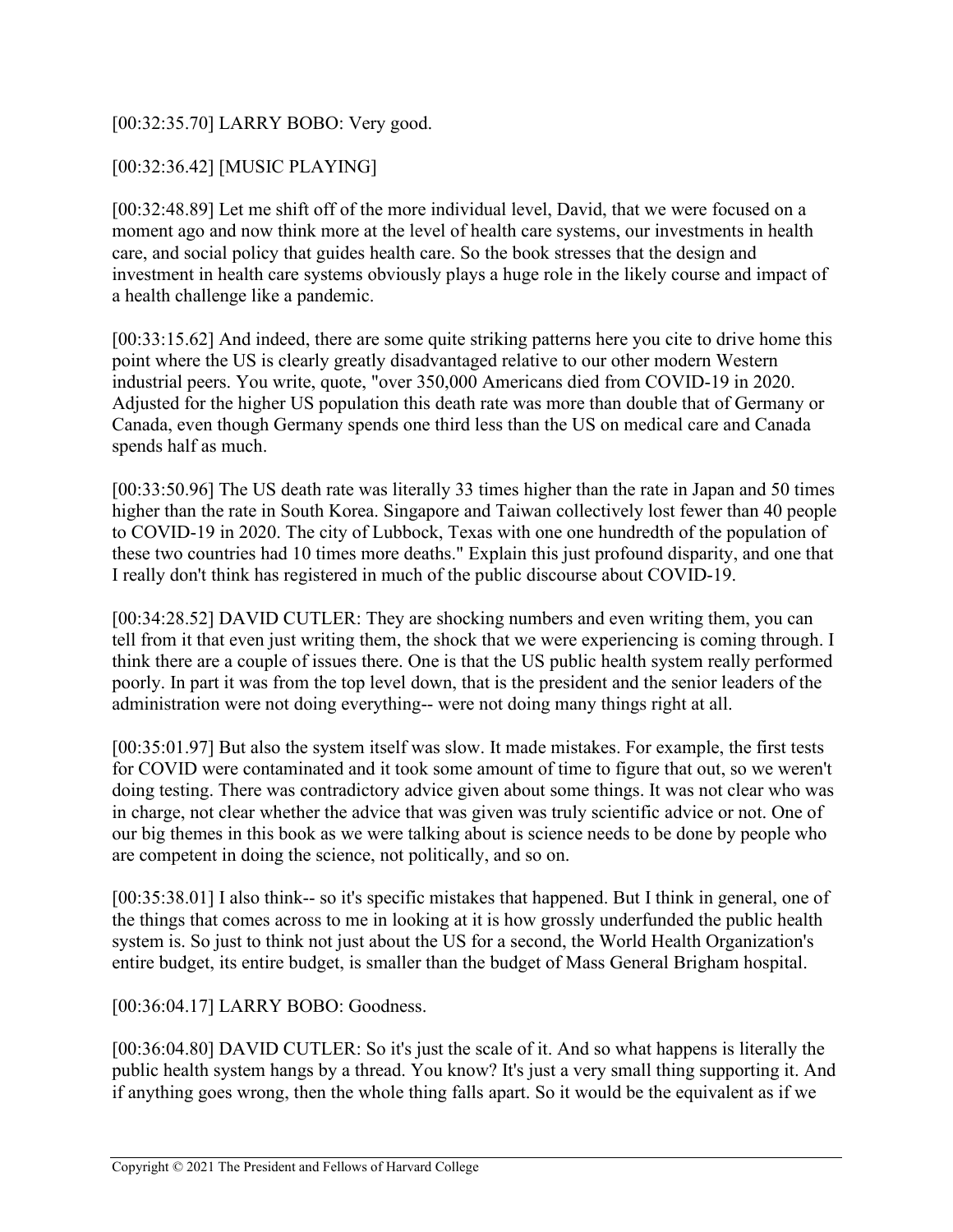[00:32:35.70] LARRY BOBO: Very good.

[00:32:36.42] [MUSIC PLAYING]

[00:32:48.89] Let me shift off of the more individual level, David, that we were focused on a moment ago and now think more at the level of health care systems, our investments in health care, and social policy that guides health care. So the book stresses that the design and investment in health care systems obviously plays a huge role in the likely course and impact of a health challenge like a pandemic.

[00:33:15.62] And indeed, there are some quite striking patterns here you cite to drive home this point where the US is clearly greatly disadvantaged relative to our other modern Western industrial peers. You write, quote, "over 350,000 Americans died from COVID-19 in 2020. Adjusted for the higher US population this death rate was more than double that of Germany or Canada, even though Germany spends one third less than the US on medical care and Canada spends half as much.

[00:33:50.96] The US death rate was literally 33 times higher than the rate in Japan and 50 times higher than the rate in South Korea. Singapore and Taiwan collectively lost fewer than 40 people to COVID-19 in 2020. The city of Lubbock, Texas with one one hundredth of the population of these two countries had 10 times more deaths." Explain this just profound disparity, and one that I really don't think has registered in much of the public discourse about COVID-19.

[00:34:28.52] DAVID CUTLER: They are shocking numbers and even writing them, you can tell from it that even just writing them, the shock that we were experiencing is coming through. I think there are a couple of issues there. One is that the US public health system really performed poorly. In part it was from the top level down, that is the president and the senior leaders of the administration were not doing everything-- were not doing many things right at all.

[00:35:01.97] But also the system itself was slow. It made mistakes. For example, the first tests for COVID were contaminated and it took some amount of time to figure that out, so we weren't doing testing. There was contradictory advice given about some things. It was not clear who was in charge, not clear whether the advice that was given was truly scientific advice or not. One of our big themes in this book as we were talking about is science needs to be done by people who are competent in doing the science, not politically, and so on.

[00:35:38.01] I also think-- so it's specific mistakes that happened. But I think in general, one of the things that comes across to me in looking at it is how grossly underfunded the public health system is. So just to think not just about the US for a second, the World Health Organization's entire budget, its entire budget, is smaller than the budget of Mass General Brigham hospital.

[00:36:04.17] LARRY BOBO: Goodness.

[00:36:04.80] DAVID CUTLER: So it's just the scale of it. And so what happens is literally the public health system hangs by a thread. You know? It's just a very small thing supporting it. And if anything goes wrong, then the whole thing falls apart. So it would be the equivalent as if we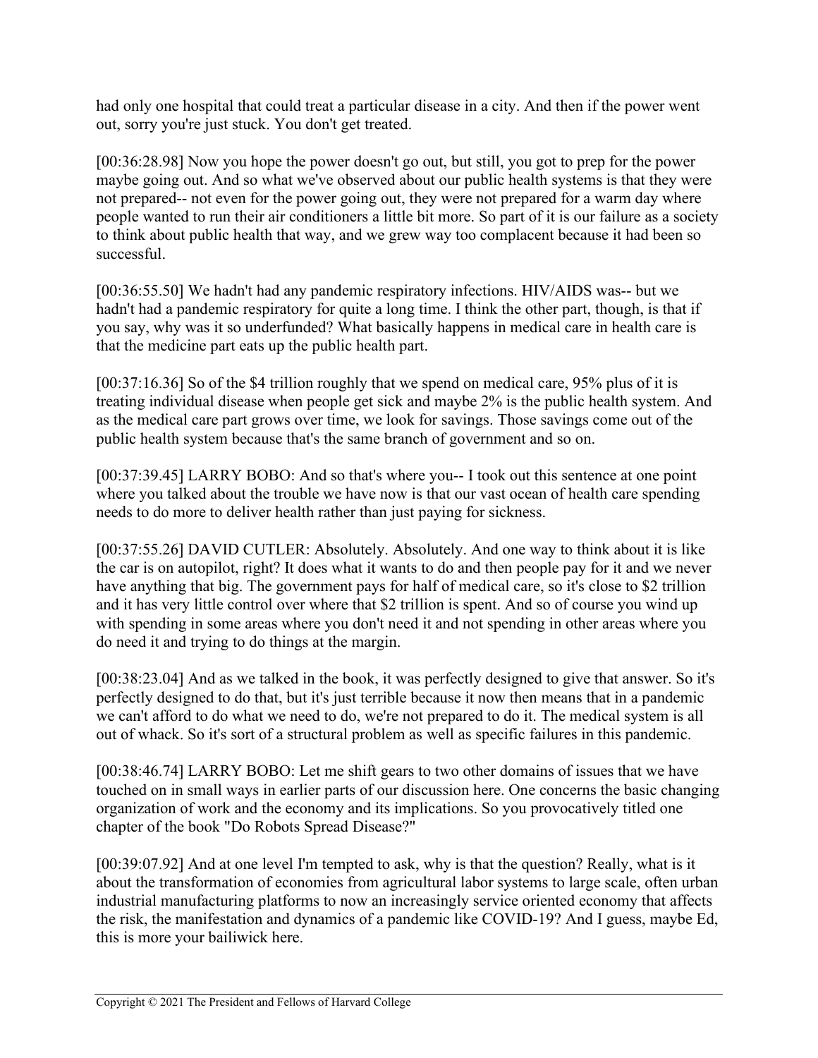had only one hospital that could treat a particular disease in a city. And then if the power went out, sorry you're just stuck. You don't get treated.

[00:36:28.98] Now you hope the power doesn't go out, but still, you got to prep for the power maybe going out. And so what we've observed about our public health systems is that they were not prepared-- not even for the power going out, they were not prepared for a warm day where people wanted to run their air conditioners a little bit more. So part of it is our failure as a society to think about public health that way, and we grew way too complacent because it had been so successful.

[00:36:55.50] We hadn't had any pandemic respiratory infections. HIV/AIDS was-- but we hadn't had a pandemic respiratory for quite a long time. I think the other part, though, is that if you say, why was it so underfunded? What basically happens in medical care in health care is that the medicine part eats up the public health part.

[00:37:16.36] So of the $4 trillion roughly that we spend on medical care, 95% plus of it is treating individual disease when people get sick and maybe 2% is the public health system. And as the medical care part grows over time, we look for savings. Those savings come out of the public health system because that's the same branch of government and so on.

[00:37:39.45] LARRY BOBO: And so that's where you-- I took out this sentence at one point where you talked about the trouble we have now is that our vast ocean of health care spending needs to do more to deliver health rather than just paying for sickness.

[00:37:55.26] DAVID CUTLER: Absolutely. Absolutely. And one way to think about it is like the car is on autopilot, right? It does what it wants to do and then people pay for it and we never have anything that big. The government pays for half of medical care, so it's close to $2 trillion and it has very little control over where that $2 trillion is spent. And so of course you wind up with spending in some areas where you don't need it and not spending in other areas where you do need it and trying to do things at the margin.

[00:38:23.04] And as we talked in the book, it was perfectly designed to give that answer. So it's perfectly designed to do that, but it's just terrible because it now then means that in a pandemic we can't afford to do what we need to do, we're not prepared to do it. The medical system is all out of whack. So it's sort of a structural problem as well as specific failures in this pandemic.

[00:38:46.74] LARRY BOBO: Let me shift gears to two other domains of issues that we have touched on in small ways in earlier parts of our discussion here. One concerns the basic changing organization of work and the economy and its implications. So you provocatively titled one chapter of the book "Do Robots Spread Disease?"

[00:39:07.92] And at one level I'm tempted to ask, why is that the question? Really, what is it about the transformation of economies from agricultural labor systems to large scale, often urban industrial manufacturing platforms to now an increasingly service oriented economy that affects the risk, the manifestation and dynamics of a pandemic like COVID-19? And I guess, maybe Ed, this is more your bailiwick here.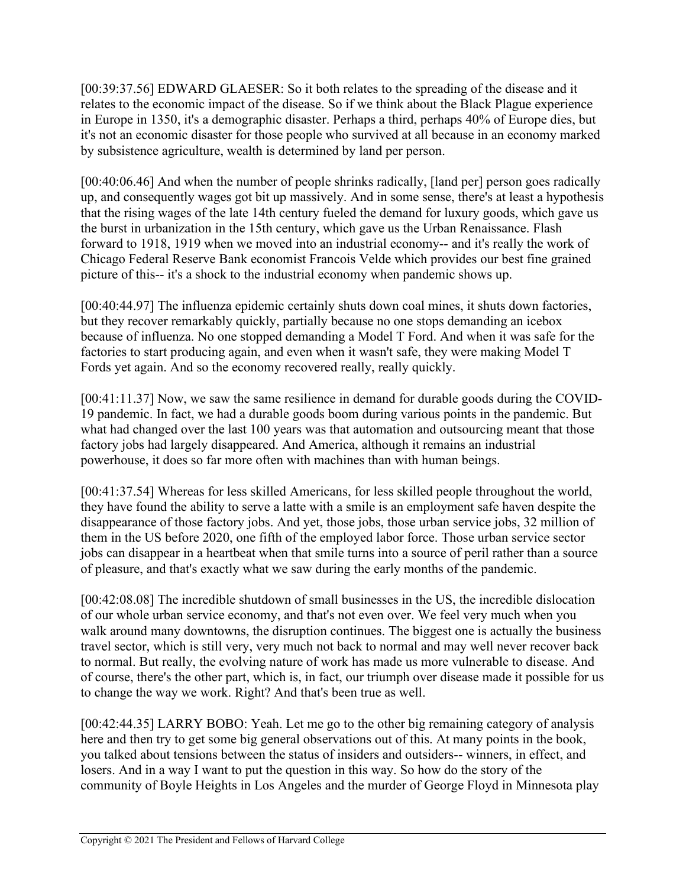[00:39:37.56] EDWARD GLAESER: So it both relates to the spreading of the disease and it relates to the economic impact of the disease. So if we think about the Black Plague experience in Europe in 1350, it's a demographic disaster. Perhaps a third, perhaps 40% of Europe dies, but it's not an economic disaster for those people who survived at all because in an economy marked by subsistence agriculture, wealth is determined by land per person.

[00:40:06.46] And when the number of people shrinks radically, [land per] person goes radically up, and consequently wages got bit up massively. And in some sense, there's at least a hypothesis that the rising wages of the late 14th century fueled the demand for luxury goods, which gave us the burst in urbanization in the 15th century, which gave us the Urban Renaissance. Flash forward to 1918, 1919 when we moved into an industrial economy-- and it's really the work of Chicago Federal Reserve Bank economist Francois Velde which provides our best fine grained picture of this-- it's a shock to the industrial economy when pandemic shows up.

[00:40:44.97] The influenza epidemic certainly shuts down coal mines, it shuts down factories, but they recover remarkably quickly, partially because no one stops demanding an icebox because of influenza. No one stopped demanding a Model T Ford. And when it was safe for the factories to start producing again, and even when it wasn't safe, they were making Model T Fords yet again. And so the economy recovered really, really quickly.

[00:41:11.37] Now, we saw the same resilience in demand for durable goods during the COVID-19 pandemic. In fact, we had a durable goods boom during various points in the pandemic. But what had changed over the last 100 years was that automation and outsourcing meant that those factory jobs had largely disappeared. And America, although it remains an industrial powerhouse, it does so far more often with machines than with human beings.

[00:41:37.54] Whereas for less skilled Americans, for less skilled people throughout the world, they have found the ability to serve a latte with a smile is an employment safe haven despite the disappearance of those factory jobs. And yet, those jobs, those urban service jobs, 32 million of them in the US before 2020, one fifth of the employed labor force. Those urban service sector jobs can disappear in a heartbeat when that smile turns into a source of peril rather than a source of pleasure, and that's exactly what we saw during the early months of the pandemic.

[00:42:08.08] The incredible shutdown of small businesses in the US, the incredible dislocation of our whole urban service economy, and that's not even over. We feel very much when you walk around many downtowns, the disruption continues. The biggest one is actually the business travel sector, which is still very, very much not back to normal and may well never recover back to normal. But really, the evolving nature of work has made us more vulnerable to disease. And of course, there's the other part, which is, in fact, our triumph over disease made it possible for us to change the way we work. Right? And that's been true as well.

[00:42:44.35] LARRY BOBO: Yeah. Let me go to the other big remaining category of analysis here and then try to get some big general observations out of this. At many points in the book, you talked about tensions between the status of insiders and outsiders-- winners, in effect, and losers. And in a way I want to put the question in this way. So how do the story of the community of Boyle Heights in Los Angeles and the murder of George Floyd in Minnesota play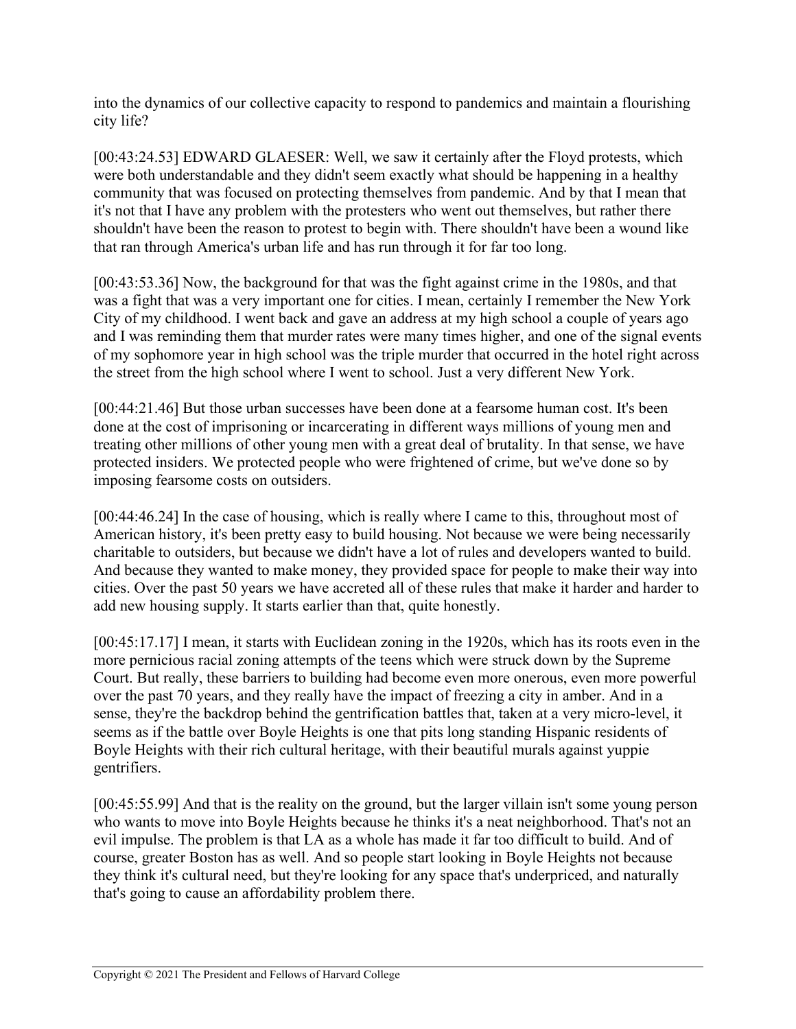into the dynamics of our collective capacity to respond to pandemics and maintain a flourishing city life?

[00:43:24.53] EDWARD GLAESER: Well, we saw it certainly after the Floyd protests, which were both understandable and they didn't seem exactly what should be happening in a healthy community that was focused on protecting themselves from pandemic. And by that I mean that it's not that I have any problem with the protesters who went out themselves, but rather there shouldn't have been the reason to protest to begin with. There shouldn't have been a wound like that ran through America's urban life and has run through it for far too long.

[00:43:53.36] Now, the background for that was the fight against crime in the 1980s, and that was a fight that was a very important one for cities. I mean, certainly I remember the New York City of my childhood. I went back and gave an address at my high school a couple of years ago and I was reminding them that murder rates were many times higher, and one of the signal events of my sophomore year in high school was the triple murder that occurred in the hotel right across the street from the high school where I went to school. Just a very different New York.

[00:44:21.46] But those urban successes have been done at a fearsome human cost. It's been done at the cost of imprisoning or incarcerating in different ways millions of young men and treating other millions of other young men with a great deal of brutality. In that sense, we have protected insiders. We protected people who were frightened of crime, but we've done so by imposing fearsome costs on outsiders.

[00:44:46.24] In the case of housing, which is really where I came to this, throughout most of American history, it's been pretty easy to build housing. Not because we were being necessarily charitable to outsiders, but because we didn't have a lot of rules and developers wanted to build. And because they wanted to make money, they provided space for people to make their way into cities. Over the past 50 years we have accreted all of these rules that make it harder and harder to add new housing supply. It starts earlier than that, quite honestly.

[00:45:17.17] I mean, it starts with Euclidean zoning in the 1920s, which has its roots even in the more pernicious racial zoning attempts of the teens which were struck down by the Supreme Court. But really, these barriers to building had become even more onerous, even more powerful over the past 70 years, and they really have the impact of freezing a city in amber. And in a sense, they're the backdrop behind the gentrification battles that, taken at a very micro-level, it seems as if the battle over Boyle Heights is one that pits long standing Hispanic residents of Boyle Heights with their rich cultural heritage, with their beautiful murals against yuppie gentrifiers.

[00:45:55.99] And that is the reality on the ground, but the larger villain isn't some young person who wants to move into Boyle Heights because he thinks it's a neat neighborhood. That's not an evil impulse. The problem is that LA as a whole has made it far too difficult to build. And of course, greater Boston has as well. And so people start looking in Boyle Heights not because they think it's cultural need, but they're looking for any space that's underpriced, and naturally that's going to cause an affordability problem there.

Copyright © 2021 The President and Fellows of Harvard College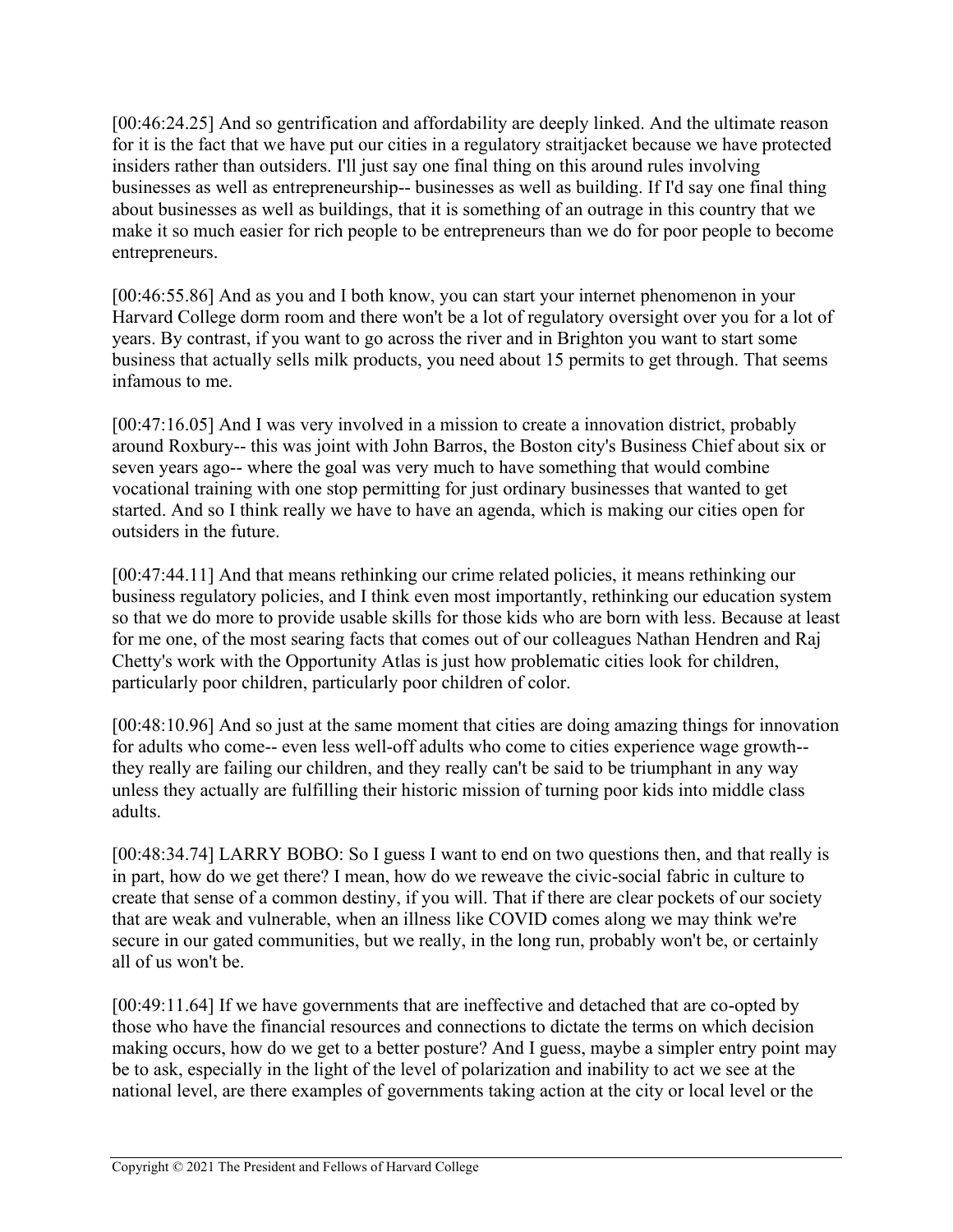[00:46:24.25] And so gentrification and affordability are deeply linked. And the ultimate reason for it is the fact that we have put our cities in a regulatory straitjacket because we have protected insiders rather than outsiders. I'll just say one final thing on this around rules involving businesses as well as entrepreneurship-- businesses as well as building. If I'd say one final thing about businesses as well as buildings, that it is something of an outrage in this country that we make it so much easier for rich people to be entrepreneurs than we do for poor people to become entrepreneurs.

[00:46:55.86] And as you and I both know, you can start your internet phenomenon in your Harvard College dorm room and there won't be a lot of regulatory oversight over you for a lot of years. By contrast, if you want to go across the river and in Brighton you want to start some business that actually sells milk products, you need about 15 permits to get through. That seems infamous to me.

[00:47:16.05] And I was very involved in a mission to create a innovation district, probably around Roxbury-- this was joint with John Barros, the Boston city's Business Chief about six or seven years ago-- where the goal was very much to have something that would combine vocational training with one stop permitting for just ordinary businesses that wanted to get started. And so I think really we have to have an agenda, which is making our cities open for outsiders in the future.

[00:47:44.11] And that means rethinking our crime related policies, it means rethinking our business regulatory policies, and I think even most importantly, rethinking our education system so that we do more to provide usable skills for those kids who are born with less. Because at least for me one, of the most searing facts that comes out of our colleagues Nathan Hendren and Raj Chetty's work with the Opportunity Atlas is just how problematic cities look for children, particularly poor children, particularly poor children of color.

[00:48:10.96] And so just at the same moment that cities are doing amazing things for innovation for adults who come-- even less well-off adults who come to cities experience wage growth-- they really are failing our children, and they really can't be said to be triumphant in any way unless they actually are fulfilling their historic mission of turning poor kids into middle class adults.

[00:48:34.74] LARRY BOBO: So I guess I want to end on two questions then, and that really is in part, how do we get there? I mean, how do we reweave the civic-social fabric in culture to create that sense of a common destiny, if you will. That if there are clear pockets of our society that are weak and vulnerable, when an illness like COVID comes along we may think we're secure in our gated communities, but we really, in the long run, probably won't be, or certainly all of us won't be.

[00:49:11.64] If we have governments that are ineffective and detached that are co-opted by those who have the financial resources and connections to dictate the terms on which decision making occurs, how do we get to a better posture? And I guess, maybe a simpler entry point may be to ask, especially in the light of the level of polarization and inability to act we see at the national level, are there examples of governments taking action at the city or local level or the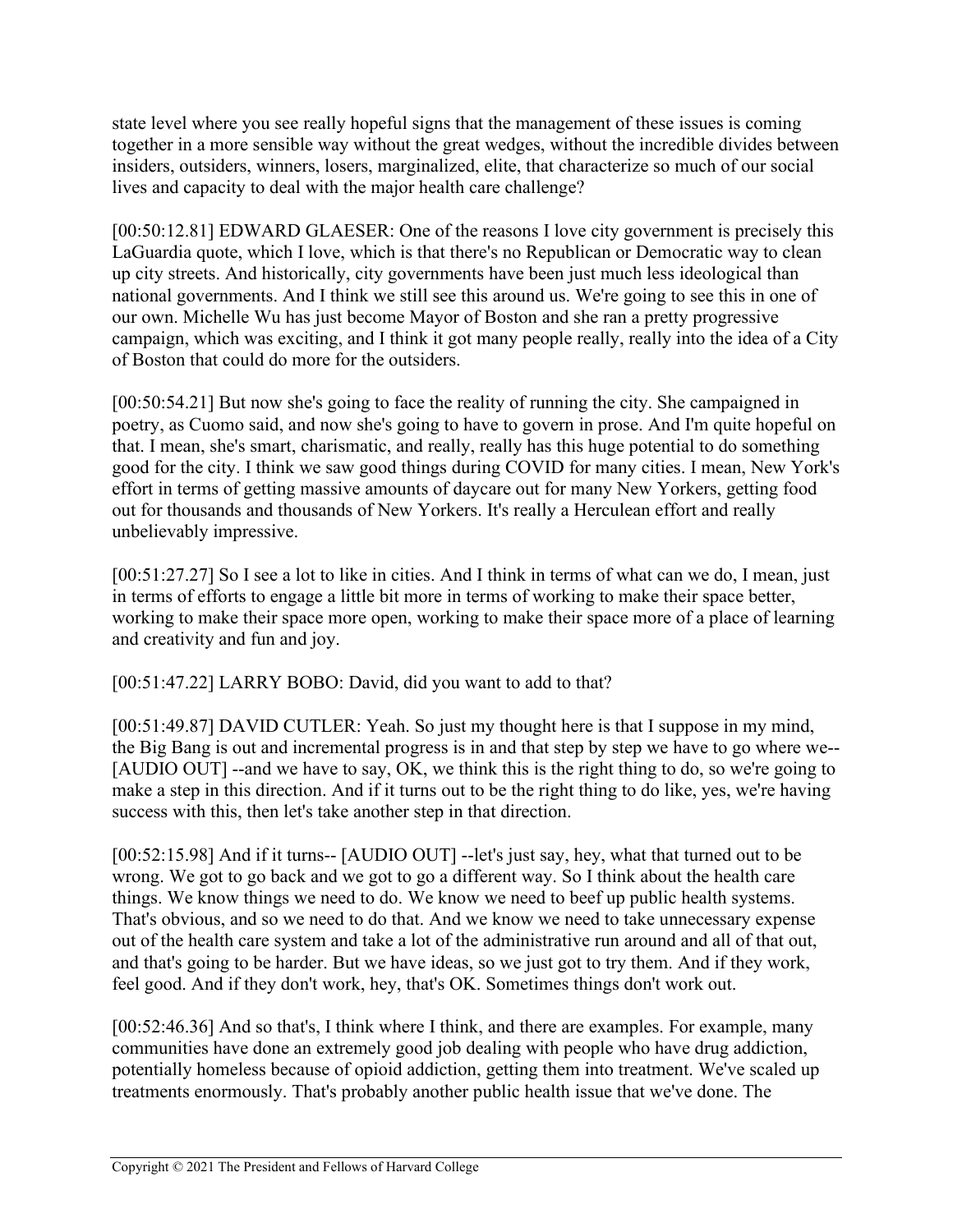state level where you see really hopeful signs that the management of these issues is coming together in a more sensible way without the great wedges, without the incredible divides between insiders, outsiders, winners, losers, marginalized, elite, that characterize so much of our social lives and capacity to deal with the major health care challenge?

[00:50:12.81] EDWARD GLAESER: One of the reasons I love city government is precisely this LaGuardia quote, which I love, which is that there's no Republican or Democratic way to clean up city streets. And historically, city governments have been just much less ideological than national governments. And I think we still see this around us. We're going to see this in one of our own. Michelle Wu has just become Mayor of Boston and she ran a pretty progressive campaign, which was exciting, and I think it got many people really, really into the idea of a City of Boston that could do more for the outsiders.

[00:50:54.21] But now she's going to face the reality of running the city. She campaigned in poetry, as Cuomo said, and now she's going to have to govern in prose. And I'm quite hopeful on that. I mean, she's smart, charismatic, and really, really has this huge potential to do something good for the city. I think we saw good things during COVID for many cities. I mean, New York's effort in terms of getting massive amounts of daycare out for many New Yorkers, getting food out for thousands and thousands of New Yorkers. It's really a Herculean effort and really unbelievably impressive.

[00:51:27.27] So I see a lot to like in cities. And I think in terms of what can we do, I mean, just in terms of efforts to engage a little bit more in terms of working to make their space better, working to make their space more open, working to make their space more of a place of learning and creativity and fun and joy.

[00:51:47.22] LARRY BOBO: David, did you want to add to that?

[00:51:49.87] DAVID CUTLER: Yeah. So just my thought here is that I suppose in my mind, the Big Bang is out and incremental progress is in and that step by step we have to go where we-- [AUDIO OUT] --and we have to say, OK, we think this is the right thing to do, so we're going to make a step in this direction. And if it turns out to be the right thing to do like, yes, we're having success with this, then let's take another step in that direction.

[00:52:15.98] And if it turns-- [AUDIO OUT] --let's just say, hey, what that turned out to be wrong. We got to go back and we got to go a different way. So I think about the health care things. We know things we need to do. We know we need to beef up public health systems. That's obvious, and so we need to do that. And we know we need to take unnecessary expense out of the health care system and take a lot of the administrative run around and all of that out, and that's going to be harder. But we have ideas, so we just got to try them. And if they work, feel good. And if they don't work, hey, that's OK. Sometimes things don't work out.

[00:52:46.36] And so that's, I think where I think, and there are examples. For example, many communities have done an extremely good job dealing with people who have drug addiction, potentially homeless because of opioid addiction, getting them into treatment. We've scaled up treatments enormously. That's probably another public health issue that we've done. The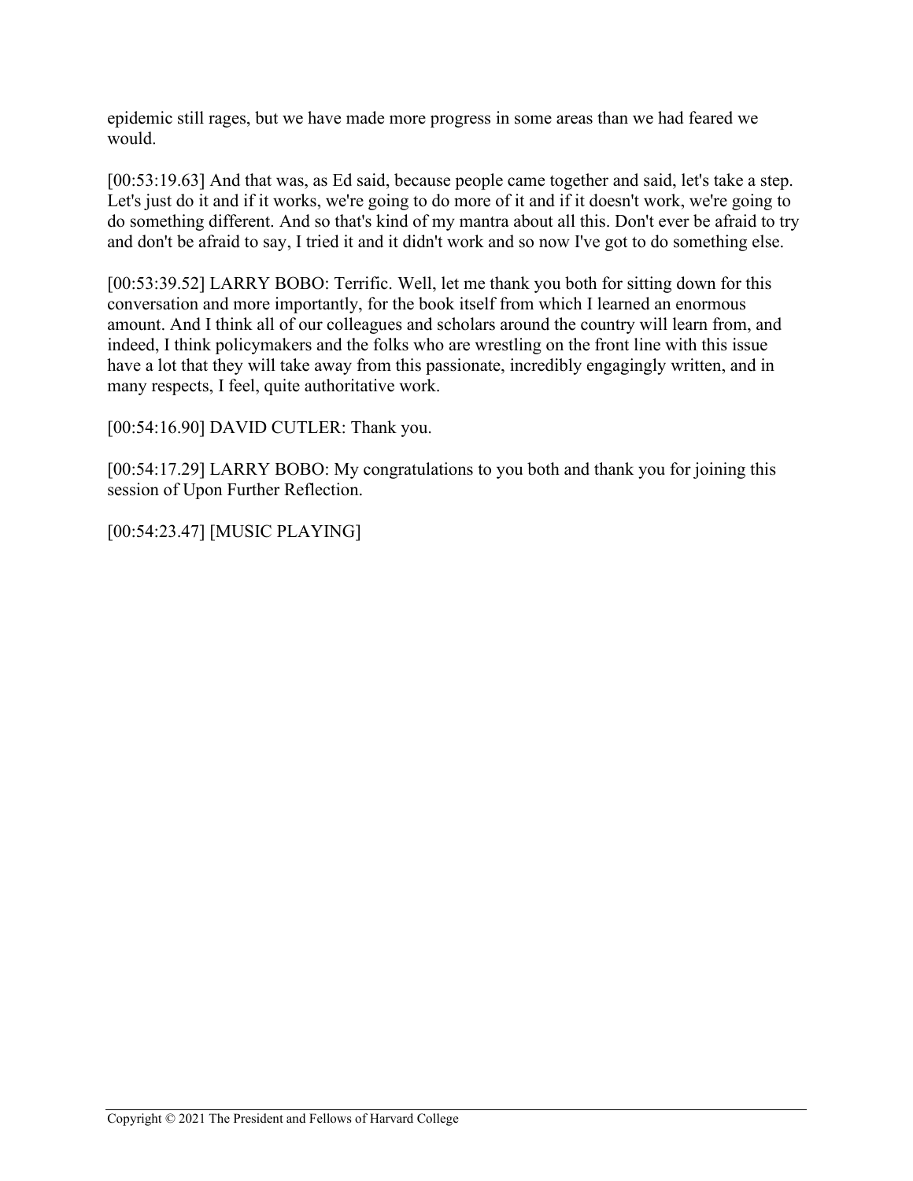epidemic still rages, but we have made more progress in some areas than we had feared we would.

[00:53:19.63] And that was, as Ed said, because people came together and said, let's take a step. Let's just do it and if it works, we're going to do more of it and if it doesn't work, we're going to do something different. And so that's kind of my mantra about all this. Don't ever be afraid to try and don't be afraid to say, I tried it and it didn't work and so now I've got to do something else.

[00:53:39.52] LARRY BOBO: Terrific. Well, let me thank you both for sitting down for this conversation and more importantly, for the book itself from which I learned an enormous amount. And I think all of our colleagues and scholars around the country will learn from, and indeed, I think policymakers and the folks who are wrestling on the front line with this issue have a lot that they will take away from this passionate, incredibly engagingly written, and in many respects, I feel, quite authoritative work.

[00:54:16.90] DAVID CUTLER: Thank you.

[00:54:17.29] LARRY BOBO: My congratulations to you both and thank you for joining this session of Upon Further Reflection.

[00:54:23.47] [MUSIC PLAYING]

Copyright © 2021 The President and Fellows of Harvard College